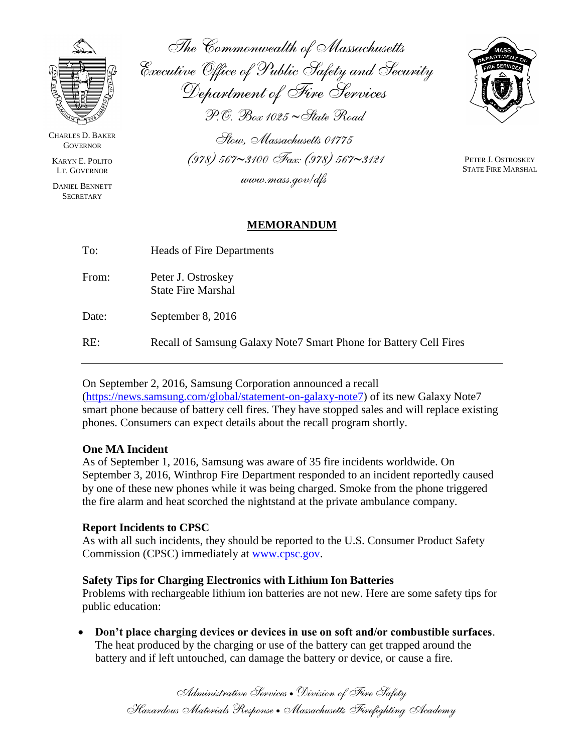The Commonwealth of Massachusetts
Executive Office of Public Safety and Security
Department of Fire Services
P.O. Box 1025 ~ State Road
Stow, Massachusetts 01775
(978) 567~3100 Fax: (978) 567~3121
www.mass.gov/dfs

CHARLES D. BAKER
GOVERNOR

KARYN E. POLITO
LT. GOVERNOR

DANIEL BENNETT
SECRETARY

PETER J. OSTROSKEY
STATE FIRE MARSHAL

# MEMORANDUM

To: Heads of Fire Departments

From: Peter J. Ostroskey
State Fire Marshal

Date: September 8, 2016

RE: Recall of Samsung Galaxy Note7 Smart Phone for Battery Cell Fires

---

On September 2, 2016, Samsung Corporation announced a recall (https://news.samsung.com/global/statement-on-galaxy-note7) of its new Galaxy Note7 smart phone because of battery cell fires. They have stopped sales and will replace existing phones. Consumers can expect details about the recall program shortly.

**One MA Incident**
As of September 1, 2016, Samsung was aware of 35 fire incidents worldwide. On September 3, 2016, Winthrop Fire Department responded to an incident reportedly caused by one of these new phones while it was being charged. Smoke from the phone triggered the fire alarm and heat scorched the nightstand at the private ambulance company.

**Report Incidents to CPSC**
As with all such incidents, they should be reported to the U.S. Consumer Product Safety Commission (CPSC) immediately at www.cpsc.gov.

**Safety Tips for Charging Electronics with Lithium Ion Batteries**
Problems with rechargeable lithium ion batteries are not new. Here are some safety tips for public education:

- **Don't place charging devices or devices in use on soft and/or combustible surfaces**. The heat produced by the charging or use of the battery can get trapped around the battery and if left untouched, can damage the battery or device, or cause a fire.

Administrative Services • Division of Fire Safety
Hazardous Materials Response • Massachusetts Firefighting Academy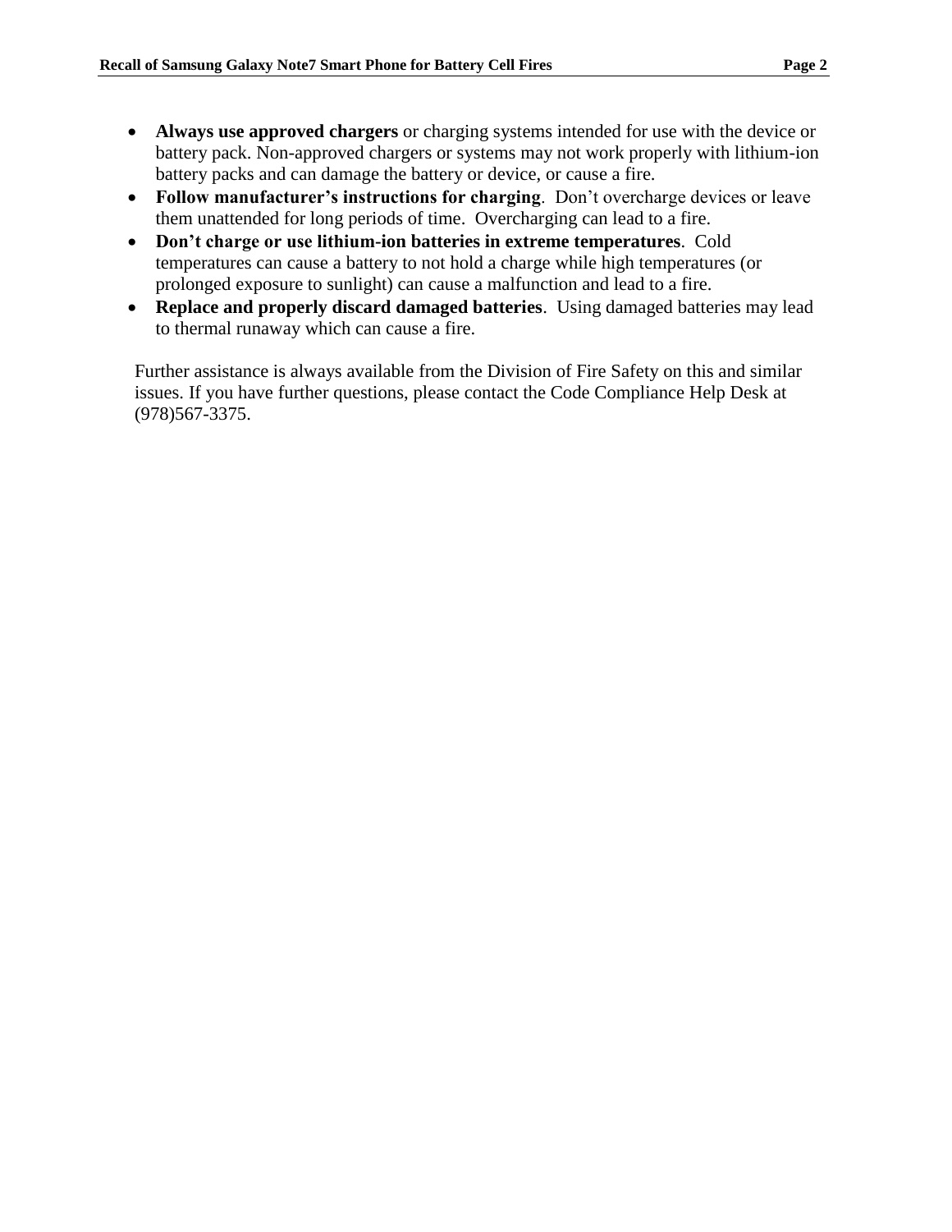- **Always use approved chargers** or charging systems intended for use with the device or battery pack. Non-approved chargers or systems may not work properly with lithium-ion battery packs and can damage the battery or device, or cause a fire.
- **Follow manufacturer's instructions for charging**. Don't overcharge devices or leave them unattended for long periods of time. Overcharging can lead to a fire.
- **Don't charge or use lithium-ion batteries in extreme temperatures**. Cold temperatures can cause a battery to not hold a charge while high temperatures (or prolonged exposure to sunlight) can cause a malfunction and lead to a fire.
- **Replace and properly discard damaged batteries**. Using damaged batteries may lead to thermal runaway which can cause a fire.

Further assistance is always available from the Division of Fire Safety on this and similar issues. If you have further questions, please contact the Code Compliance Help Desk at (978)567-3375.